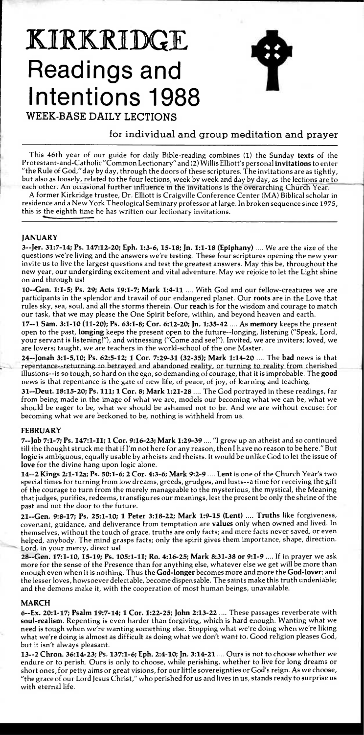# KIRKRIDGE Readings and Intentions 1988

**WEEK-BASE DAILY LECTIONS**

for individual and group meditation and prayer

This 46th year of our guide for daily Bible-reading combines (1) the Sunday **texts** of the Protestant-and-Catholic "Common Lectionary" and (2) Willis Elliott's personal **invitations** to enter "the Rule of God," day by day, through the doors of these scriptures. The invitations are as tightly, but also as loosely, related to the four lections, week by week and day by day, as the lections are to each other. An occasional further influence in the invitations is the overarching Church Year.

A former Kirkridge trustee, Dr. Elliott is Craigville Conference Center (MA) Biblical scholar in residence and a New York Theological Seminary professor at large. In broken sequence since 1975, this is the eighth time he has written our lectionary invitations.

## JANUARY

**3--Jer. 31:7-14; Ps. 147:12-20; Eph. 1:3-6, 15-18; Jn. 1:1-18 (Epiphany)** .... We are the size of the questions we're living and the answers we're testing. These four scriptures opening the new year invite us to live the largest questions and test the greatest answers. May this be, throughout the new year, our undergirding excitement and vital adventure. May we rejoice to let the Light shine on and through us!

**10--Gen. 1:1-5; Ps. 29; Acts 19:1-7; Mark 1:4-11** .... With God and our fellow-creatures we are participants in the splendor and travail of our endangered planet. Our **roots** are in the Love that rules sky, sea, soul, and all the storms therein. Our **reach** is for the wisdom and courage to match our task, that we may please the One Spirit before, within, and beyond heaven and earth.

**17--1 Sam. 3:1-10 (11-20); Ps. 63:1-8; Cor. 6:12-20; Jn. 1:35-42** .... As **memory** keeps the present open to the past, **longing** keeps the present open to the future--longing, listening ("Speak, Lord, your servant is listening!"), and witnessing ("Come and see!"). Invited, we are inviters; loved, we are lovers; taught, we are teachers in the world-school of the one Master.

**24--Jonah 3:1-5,10; Ps. 62:5-12; 1 Cor. 7:29-31 (32-35); Mark 1:14-20** .... The **bad** news is that repentance--returning to betrayed and abandoned reality, or turning to reality from cherished illusions--is so tough, so hard on the ego, so demanding of courage, that it is improbable. The **good** news is that repentance is the gate of new life, of peace, of joy, of learning and teaching.

**31--Deut. 18:15-20; Ps. 111; 1 Cor. 8; Mark 1:21-28** .... The God portrayed in these readings, far from being made in the image of what we are, models our becoming what we can be, what we should be eager to be, what we should be ashamed not to be. And we are without excuse: for becoming what we are beckoned to be, nothing is withheld from us.

## FEBRUARY

**7--Job 7:1-7; Ps. 147:1-11; 1 Cor. 9:16-23; Mark 1:29-39** .... "I grew up an atheist and so continued till the thought struck me that if I'm not here for any reason, then I have no reason to be here." But **logic** is ambiguous, equally usable by atheists and theists. It would be unlike God to let the issue of **love** for the divine hang upon logic alone.

**14--2 Kings 2:1-12a; Ps. 50:1-6; 2 Cor. 4:3-6; Mark 9:2-9** .... **Lent** is one of the Church Year's two special times for turning from low dreams, greeds, grudges, and lusts--a time for receiving the gift of the courage to turn from the merely manageable to the mysterious, the mystical, the Meaning that judges, purifies, redeems, transfigures our meanings, lest the present be only the shrine of the past and not the door to the future.

**21--Gen. 9:8-17; Ps. 25:1-10; 1 Peter 3:18-22; Mark 1:9-15 (Lent)** .... **Truths** like forgiveness, covenant, guidance, and deliverance from temptation are **values** only when owned and lived. In themselves, without the touch of grace, truths are only facts; and mere facts never saved, or even helped, anybody. The mind grasps facts; only the spirit gives them importance, shape, direction. Lord, in your mercy, direct us!

**28--Gen. 17:1-10, 15-19; Ps. 105:1-11; Ro. 4:16-25; Mark 8:31-38 or 9:1-9** .... If in prayer we ask more for the sense of the Presence than for anything else, whatever else we get will be more than enough even when it is nothing. Thus the **God-longer** becomes more and more the **God-lover**; and the lesser loves, howsoever delectable, become dispensable. The saints make this truth undeniable; and the demons make it, with the cooperation of most human beings, unavailable.

## MARCH

**6--Ex. 20:1-17; Psalm 19:7-14; 1 Cor. 1:22-25; John 2:13-22** .... These passages reverberate with **soul-realism**. Repenting is even harder than forgiving, which is hard enough. Wanting what we need is tough when we're wanting something else. Stopping what we're doing when we're liking what we're doing is almost as difficult as doing what we don't want to. Good religion pleases God, but it isn't always pleasant.

**13--2 Chron. 36:14-23; Ps. 137:1-6; Eph. 2:4-10; Jn. 3:14-21** .... Ours is not to choose whether we endure or to perish. Ours is only to choose, while perishing, whether to live for long dreams or short ones, for petty aims or great visions, for our little sovereignties or God's reign. As we choose, "the grace of our Lord Jesus Christ," who perished for us and lives in us, stands ready to surprise us with eternal life.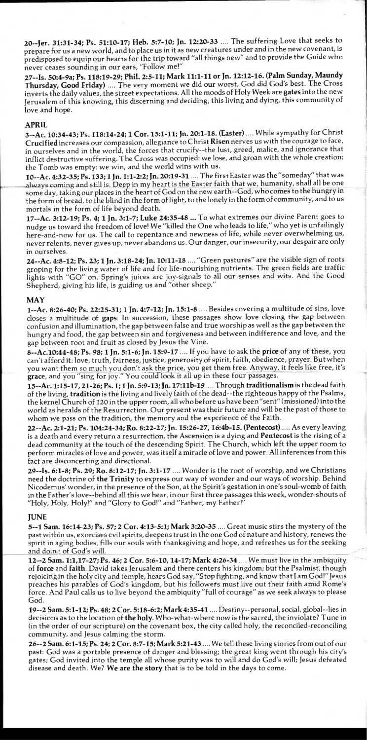**20--Jer. 31:31-34; Ps. 51:10-17; Heb. 5:7-10; Jn. 12:20-33** .... The suffering Love that seeks to prepare for us a new world, and to place us in it as new creatures under and in the new covenant, is predisposed to equip our hearts for the trip toward "all things new" and to provide the Guide who never ceases sounding in our ears, "Follow me!"

**27--Is. 50:4-9a; Ps. 118:19-29; Phil. 2:5-11; Mark 11:1-11 or Jn. 12:12-16. (Palm Sunday, Maundy Thursday, Good Friday)** .... The very moment we did our worst, God did God's best. The Cross inverts the daily values, the street expectations. All the moods of Holy Week are **gates** into the new Jerusalem of this knowing, this discerning and deciding, this living and dying, this community of love and hope.

## APRIL

**3--Ac. 10:34-43; Ps. 118:14-24; 1 Cor. 15:1-11; Jn. 20:1-18. (Easter)** .... While sympathy for Christ **Crucified** increases our compassion, allegiance to Christ **Risen** nerves us with the courage to face, in ourselves and in the world, the forces that crucify--the lust, greed, malice, and ignorance that inflict destructive suffering. The Cross was occupied: we lose, and groan with the whole creation; the Tomb was empty: we win, and the world wins with us.

**10--Ac. 4:32-35; Ps. 133; 1 Jn. 1:1-2:2; Jn. 20:19-31** .... The first Easter was the "someday" that was always coming and still is. Deep in my heart is the Easter faith that we, humanity, shall all be one some day, taking our places in the heart of God on the new earth--God, who comes to the hungry in the form of bread, to the blind in the form of light, to the lonely in the form of community, and to us mortals in the form of life beyond death.

**17--Ac. 3:12-19; Ps. 4; 1 Jn. 3:1-7; Luke 24:35-48** ... To what extremes our divine Parent goes to nudge us toward the freedom of love! We "killed the One who leads to life," who yet is unfailingly here-and-now for us. The call to repentance and newness of life, while never overwhelming us, never relents, never gives up, never abandons us. Our danger, our insecurity, our despair are only in ourselves.

**24--Ac. 4:8-12; Ps. 23; 1 Jn. 3:18-24; Jn. 10:11-18** .... "Green pastures" are the visible sign of roots groping for the living water of life and for life-nourishing nutrients. The green fields are traffic lights with "GO" on. Spring's juices are joy-signals to all our senses and wits. And the Good Shepherd, giving his life, is guiding us and "other sheep."

## MAY

**1--Ac. 8:26-40; Ps. 22:25-31; 1 Jn. 4:7-12; Jn. 15:1-8** .... Besides covering a multitude of sins, love closes a multitude of **gaps**. In succession, these passages show love closing the gap between confusion and illumination, the gap between false and true worship as well as the gap between the hungry and food, the gap between sin and forgiveness and between indifference and love, and the gap between root and fruit as closed by Jesus the Vine.

**8--Ac.10:44-48; Ps. 98; 1 Jn. 5:1-6; Jn. 15:9-17** .... If you have to ask the **price** of any of these, you can't afford it: love, truth, fairness, justice, generosity of spirit, faith, obedience, prayer. But when you want them so much you don't ask the price, you get them free. Anyway, it feels like free, it's **grace**, and you "sing for joy." You could look it all up in these four passages.

**15--Ac. 1:15-17, 21-26; Ps. 1; 1 Jn. 5:9-13; Jn. 17:11b-19** .... Through **traditionalism** is the dead faith of the living, **tradition** is the living and lively faith of the dead--the righteous happy of the Psalms, the kernel Church of 120 in the upper room, all who before us have been "sent" (missioned) into the world as heralds of the Resurrection. Our present was their future and will be the past of those to whom we pass on the tradition, the memory and the experience of the Faith.

**22--Ac. 2:1-21; Ps. 104:24-34; Ro. 8:22-27; Jn. 15:26-27, 16:4b-15. (Pentecost)** .... As every leaving is a death and every return a resurrection, the Ascension is a dying and **Pentecost** is the rising of a dead community at the touch of the descending Spirit. The Church, which left the upper room to perform miracles of love and power, was itself a miracle of love and power. All inferences from this fact are disconcerting and directional.

**29--Is. 6:1-8; Ps. 29; Ro. 8:12-17; Jn. 3:1-17** .... Wonder is the root of worship, and we Christians need the doctrine of **the Trinity** to express our way of wonder and our ways of worship. Behind Nicodemus' wonder, in the presence of the Son, at the Spirit's gestation in one's soul-womb of faith in the Father's love--behind all this we hear, in our first three passages this week, wonder-shouts of "Holy, Holy, Holy!" and "Glory to God!" and "Father, my Father!"

## JUNE

**5--1 Sam. 16:14-23; Ps. 57; 2 Cor. 4:13-5:1; Mark 3:20-35** .... Great music stirs the mystery of the past within us, exorcises evil spirits, deepens trust in the one God of nature and history, renews the spirit in aging bodies, fills our souls with thanksgiving and hope, and refreshes us for the seeking and doing of God's will.

**12--2 Sam. 1:1,17-27; Ps. 46; 2 Cor. 5:6-10, 14-17; Mark 4:26-34** .... We must live in the ambiquity of **force** and **faith**. David takes Jerusalem and there centers his kingdom; but the Psalmist, though rejoicing in the holy city and temple, hears God say, "Stop fighting, and know that I am God!" Jesus preaches his parables of God's kingdom, but his followers must live out their faith amid Rome's force. And Paul calls us to live beyond the ambiquity "full of courage" as we seek always to please God.

**19--2 Sam. 5:1-12; Ps. 48; 2 Cor. 5:18-6:2; Mark 4:35-41** .... Destiny--personal, social, global--lies in decisions as to the location of **the holy**. Who-what-where now is the sacred, the inviolate? Tune in (in the order of our scripture) on the covenant box, the city called holy, the reconciled-reconciling community, and Jesus calming the storm.

**26--2 Sam. 6:1-15; Ps. 24; 2 Cor. 8:7-15; Mark 5:21-43** .... We tell these living stories from out of our past: God was a portable presence of danger and blessing; the great king went through his city's gates; God invited into the temple all whose purity was to will and do God's will; Jesus defeated disease and death. We? **We are the story** that is to be told in the days to come.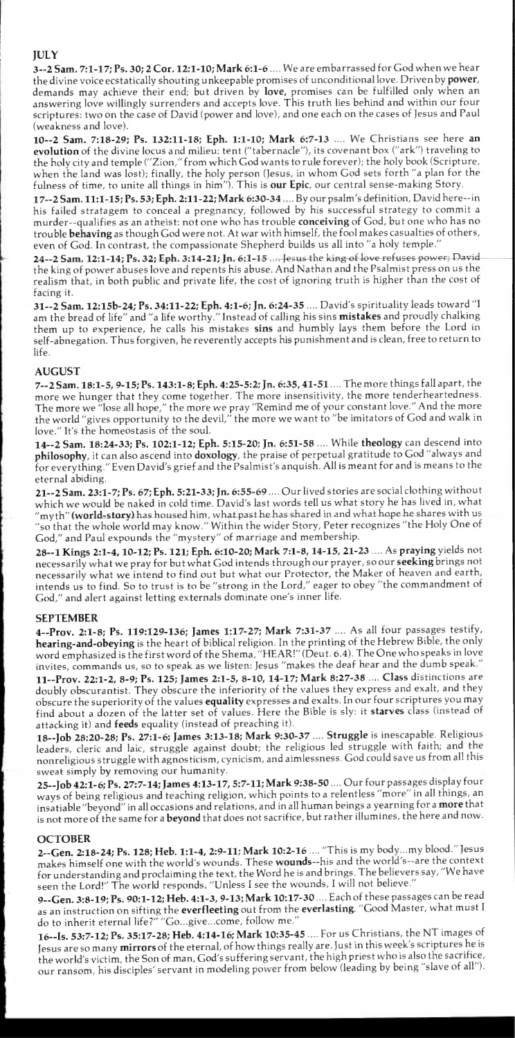## JULY

**3--2 Sam. 7:1-17; Ps. 30; 2 Cor. 12:1-10; Mark 6:1-6** .... We are embarrassed for God when we hear the divine voice ecstatically shouting unkeepable promises of unconditional love. Driven by **power**, demands may achieve their end; but driven by **love**, promises can be fulfilled only when an answering love willingly surrenders and accepts love. This truth lies behind and within our four scriptures: two on the case of David (power and love), and one each on the cases of Jesus and Paul (weakness and love).

**10--2 Sam. 7:18-29; Ps. 132:11-18; Eph. 1:1-10; Mark 6:7-13** .... We Christians see here **an evolution** of the divine locus and milieu: tent ("tabernacle"), its covenant box ("ark") traveling to the holy city and temple ("Zion," from which God wants to rule forever); the holy book (Scripture, when the land was lost); finally, the holy person (Jesus, in whom God sets forth "a plan for the fulness of time, to unite all things in him"). This is **our Epic**, our central sense-making Story.

**17--2 Sam. 11:1-15; Ps. 53; Eph. 2:11-22; Mark 6:30-34** .... By our psalm's definition, David here--in his failed stratagem to conceal a pregnancy, followed by his successful strategy to commit a murder--qualifies as an atheist: not one who has trouble **conceiving** of God, but one who has no trouble **behaving** as though God were not. At war with himself, the fool makes casualties of others, even of God. In contrast, the compassionate Shepherd builds us all into "a holy temple."

**24--2 Sam. 12:1-14; Ps. 32; Eph. 3:14-21; Jn. 6:1-15** .... ~~Jesus the king of love refuses power; David~~ the king of power abuses love and repents his abuse. And Nathan and the Psalmist press on us the realism that, in both public and private life, the cost of ignoring truth is higher than the cost of facing it.

**31--2 Sam. 12:15b-24; Ps. 34:11-22; Eph. 4:1-6; Jn. 6:24-35** .... David's spirituality leads toward "I am the bread of life" and "a life worthy." Instead of calling his sins **mistakes** and proudly chalking them up to experience, he calls his mistakes **sins** and humbly lays them before the Lord in self-abnegation. Thus forgiven, he reverently accepts his punishment and is clean, free to return to life.

## AUGUST

**7--2 Sam. 18:1-5, 9-15; Ps. 143:1-8; Eph. 4:25-5:2; Jn. 6:35, 41-51** .... The more things fall apart, the more we hunger that they come together. The more insensitivity, the more tenderheartedness. The more we "lose all hope," the more we pray "Remind me of your constant love." And the more the world "gives opportunity to the devil," the more we want to "be imitators of God and walk in love." It's the homeostasis of the soul.

**14--2 Sam. 18:24-33; Ps. 102:1-12; Eph. 5:15-20; Jn. 6:51-58** .... While **theology** can descend into **philosophy**, it can also ascend into **doxology**, the praise of perpetual gratitude to God "always and for everything." Even David's grief and the Psalmist's anquish. All is meant for and is means to the eternal abiding.

**21--2 Sam. 23:1-7; Ps. 67; Eph. 5:21-33; Jn. 6:55-69** .... Our lived stories are social clothing without which we would be naked in cold time. David's last words tell us what story he has lived in, what "myth" **(world-story)** has housed him, what past he has shared in and what hope he shares with us "so that the whole world may know." Within the wider Story, Peter recognizes "the Holy One of God," and Paul expounds the "mystery" of marriage and membership.

**28--1 Kings 2:1-4, 10-12; Ps. 121; Eph. 6:10-20; Mark 7:1-8, 14-15, 21-23** .... As **praying** yields not necessarily what we pray for but what God intends through our prayer, so our **seeking** brings not necessarily what we intend to find out but what our Protector, the Maker of heaven and earth, intends us to find. So to trust is to be "strong in the Lord," eager to obey "the commandment of God," and alert against letting externals dominate one's inner life.

## SEPTEMBER

**4--Prov. 2:1-8; Ps. 119:129-136; James 1:17-27; Mark 7:31-37** .... As all four passages testify, **hearing-and-obeying** is the heart of biblical religion. In the printing of the Hebrew Bible, the only word emphasized is the first word of the Shema, "HEAR!" (Deut. 6.4). The One who speaks in love invites, commands us, so to speak as we listen: Jesus "makes the deaf hear and the dumb speak."

**11--Prov. 22:1-2, 8-9; Ps. 125; James 2:1-5, 8-10, 14-17; Mark 8:27-38** .... **Class** distinctions are doubly obscurantist. They obscure the inferiority of the values they express and exalt, and they obscure the superiority of the values **equality** expresses and exalts. In our four scriptures you may find about a dozen of the latter set of values. Here the Bible is sly: it **starves** class (instead of attacking it) and **feeds** equality (instead of preaching it).

**18--Job 28:20-28; Ps. 27:1-6; James 3:13-18; Mark 9:30-37** .... **Struggle** is inescapable. Religious leaders, cleric and laic, struggle against doubt; the religious led struggle with faith; and the nonreligious struggle with agnosticism, cynicism, and aimlessness. God could save us from all this sweat simply by removing our humanity.

**25--Job 42:1-6; Ps. 27:7-14; James 4:13-17, 5:7-11; Mark 9:38-50** .... Our four passages display four ways of being religious and teaching religion, which points to a relentless "more" in all things, an insatiable "beyond" in all occasions and relations, and in all human beings a yearning for a **more** that is not more of the same for a **beyond** that does not sacrifice, but rather illumines, the here and now.

## OCTOBER

**2--Gen. 2:18-24; Ps. 128; Heb. 1:1-4, 2:9-11; Mark 10:2-16** .... "This is my body...my blood." Jesus makes himself one with the world's wounds. These **wounds**--his and the world's--are the context for understanding and proclaiming the text, the Word he is and brings. The believers say, "We have seen the Lord!" The world responds, "Unless I see the wounds, I will not believe."

**9--Gen. 3:8-19; Ps. 90:1-12; Heb. 4:1-3, 9-13; Mark 10:17-30** .... Each of these passages can be read as an instruction on sifting the **everfleeting** out from the **everlasting**. "Good Master, what must I do to inherit eternal life?" "Go...give...come, follow me."

**16--Is. 53:7-12; Ps. 35:17-28; Heb. 4:14-16; Mark 10:35-45** .... For us Christians, the NT images of Jesus are so many **mirrors** of the eternal, of how things really are. Just in this week's scriptures he is the world's victim, the Son of man, God's suffering servant, the high priest who is also the sacrifice, our ransom, his disciples' servant in modeling power from below (leading by being "slave of all").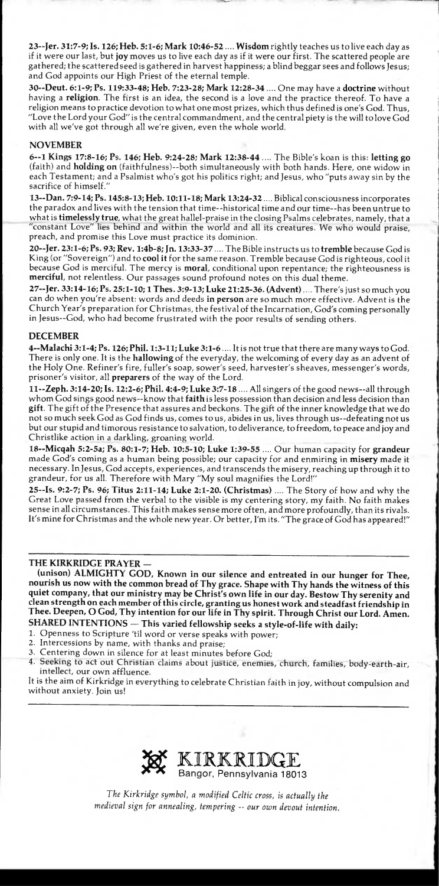**23--Jer. 31:7-9; Is. 126; Heb. 5:1-6; Mark 10:46-52** .... **Wisdom** rightly teaches us to live each day as if it were our last, but **joy** moves us to live each day as if it were our first. The scattered people are gathered; the scattered seed is gathered in harvest happiness; a blind beggar sees and follows Jesus; and God appoints our High Priest of the eternal temple.

**30--Deut. 6:1-9; Ps. 119:33-48; Heb. 7:23-28; Mark 12:28-34** .... One may have a **doctrine** without having a **religion**. The first is an idea, the second is a love and the practice thereof. To have a religion means to practice devotion to what one most prizes, which thus defined is one's God. Thus, "Love the Lord your God" is the central commandment, and the central piety is the will to love God with all we've got through all we're given, even the whole world.

## NOVEMBER

**6--1 Kings 17:8-16; Ps. 146; Heb. 9:24-28; Mark 12:38-44** .... The Bible's koan is this: **letting go** (faith) and **holding on** (faithfulness)--both simultaneously with both hands. Here, one widow in each Testament; and a Psalmist who's got his politics right; and Jesus, who "puts away sin by the sacrifice of himself."

**13--Dan. 7:9-14; Ps. 145:8-13; Heb. 10:11-18; Mark 13:24-32** .... Biblical consciousness incorporates the paradox and lives with the tension that time--historical time and our time--has been untrue to what is **timelessly true**, what the great hallel-praise in the closing Psalms celebrates, namely, that a "constant Love" lies behind and within the world and all its creatures. We who would praise, preach, and promise this Love must practice its dominion.

**20--Jer. 23:1-6; Ps. 93; Rev. 1:4b-8; Jn. 13:33-37** .... The Bible instructs us to **tremble** because God is King (or "Sovereign") and to **cool it** for the same reason. Tremble because God is righteous, cool it because God is merciful. The mercy is **moral**, conditional upon repentance; the righteousness is **merciful**, not relentless. Our passages sound profound notes on this dual theme.

**27--Jer. 33:14-16; Ps. 25:1-10; 1 Thes. 3:9-13; Luke 21:25-36. (Advent)** .... There's just so much you can do when you're absent: words and deeds **in person** are so much more effective. Advent is the Church Year's preparation for Christmas, the festival of the Incarnation, God's coming personally in Jesus--God, who had become frustrated with the poor results of sending others.

## DECEMBER

**4--Malachi 3:1-4; Ps. 126; Phil. 1:3-11; Luke 3:1-6** .... It is not true that there are many ways to God. There is only one. It is the **hallowing** of the everyday, the welcoming of every day as an advent of the Holy One. Refiner's fire, fuller's soap, sower's seed, harvester's sheaves, messenger's words, prisoner's visitor, all **preparers** of the way of the Lord.

**11--Zeph. 3:14-20; Is. 12:2-6; Phil. 4:4-9; Luke 3:7-18** .... All singers of the good news--all through whom God sings good news--know that **faith** is less possession than decision and less decision than **gift**. The gift of the Presence that assures and beckons. The gift of the inner knowledge that we do not so much seek God as God finds us, comes to us, abides in us, lives through us--defeating not us but our stupid and timorous resistance to salvation, to deliverance, to freedom, to peace and joy and Christlike action in a darkling, groaning world.

**18--Micqah 5:2-5a; Ps. 80:1-7; Heb. 10:5-10; Luke 1:39-55** .... Our human capacity for **grandeur** made God's coming as a human being possible; our capacity for and enmiring in **misery** made it necessary. In Jesus, God accepts, experiences, and transcends the misery, reaching up through it to grandeur, for us all. Therefore with Mary "My soul magnifies the Lord!"

**25--Is. 9:2-7; Ps. 96; Titus 2:11-14; Luke 2:1-20. (Christmas)** .... The Story of how and why the Great Love passed from the verbal to the visible is my centering story, my faith. No faith makes sense in all circumstances. This faith makes sense more often, and more profoundly, than its rivals. It's mine for Christmas and the whole new year. Or better, I'm its. "The grace of God has appeared!"

---

**THE KIRKRIDGE PRAYER —**
**(unison) ALMIGHTY GOD, Known in our silence and entreated in our hunger for Thee, nourish us now with the common bread of Thy grace. Shape with Thy hands the witness of this quiet company, that our ministry may be Christ's own life in our day. Bestow Thy serenity and clean strength on each member of this circle, granting us honest work and steadfast friendship in Thee. Deepen, O God, Thy intention for our life in Thy spirit. Through Christ our Lord. Amen.**

**SHARED INTENTIONS — This varied fellowship seeks a style-of-life with daily:**

1. Openness to Scripture 'til word or verse speaks with power;
2. Intercessions by name, with thanks and praise;
3. Centering down in silence for at least minutes before God;
4. Seeking to act out Christian claims about justice, enemies, church, families, body-earth-air, intellect, our own affluence.

It is the aim of Kirkridge in everything to celebrate Christian faith in joy, without compulsion and without anxiety. Join us!

---

KIRKRIDGE
Bangor, Pennsylvania 18013

*The Kirkridge symbol, a modified Celtic cross, is actually the medieval sign for annealing, tempering -- our own devout intention.*